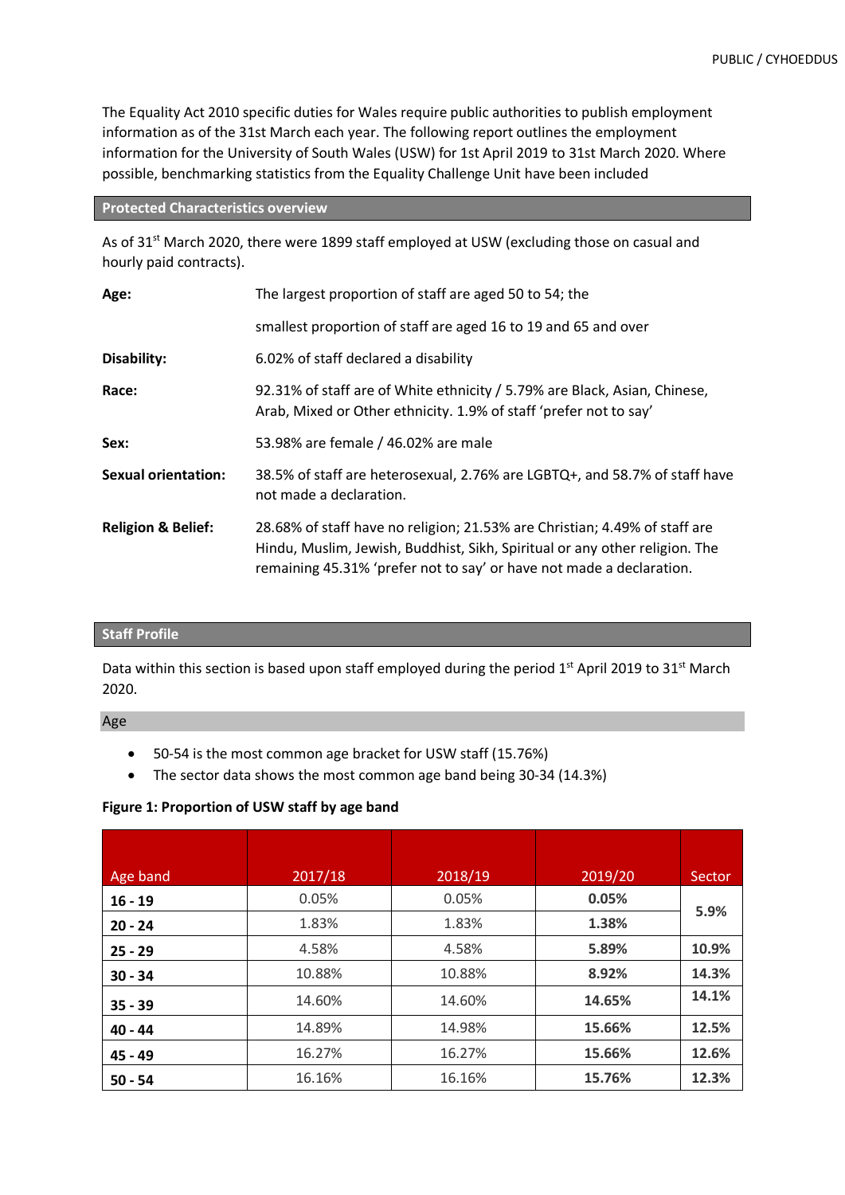The Equality Act 2010 specific duties for Wales require public authorities to publish employment information as of the 31st March each year. The following report outlines the employment information for the University of South Wales (USW) for 1st April 2019 to 31st March 2020. Where possible, benchmarking statistics from the Equality Challenge Unit have been included

## Protected Characteristics overview

As of 31st March 2020, there were 1899 staff employed at USW (excluding those on casual and hourly paid contracts).

**Age:** The largest proportion of staff are aged 50 to 54; the smallest proportion of staff are aged 16 to 19 and 65 and over

**Disability:** 6.02% of staff declared a disability

**Race:** 92.31% of staff are of White ethnicity / 5.79% are Black, Asian, Chinese, Arab, Mixed or Other ethnicity. 1.9% of staff 'prefer not to say'

**Sex:** 53.98% are female / 46.02% are male

**Sexual orientation:** 38.5% of staff are heterosexual, 2.76% are LGBTQ+, and 58.7% of staff have not made a declaration.

**Religion & Belief:** 28.68% of staff have no religion; 21.53% are Christian; 4.49% of staff are Hindu, Muslim, Jewish, Buddhist, Sikh, Spiritual or any other religion. The remaining 45.31% 'prefer not to say' or have not made a declaration.

## Staff Profile

Data within this section is based upon staff employed during the period 1st April 2019 to 31st March 2020.

### Age

- 50-54 is the most common age bracket for USW staff (15.76%)
- The sector data shows the most common age band being 30-34 (14.3%)

**Figure 1: Proportion of USW staff by age band**

| Age band | 2017/18 | 2018/19 | 2019/20 | Sector |
|---|---|---|---|---|
| **16 - 19** | 0.05% | 0.05% | **0.05%** | **5.9%** |
| **20 - 24** | 1.83% | 1.83% | **1.38%** | |
| **25 - 29** | 4.58% | 4.58% | **5.89%** | **10.9%** |
| **30 - 34** | 10.88% | 10.88% | **8.92%** | **14.3%** |
| **35 - 39** | 14.60% | 14.60% | **14.65%** | **14.1%** |
| **40 - 44** | 14.89% | 14.98% | **15.66%** | **12.5%** |
| **45 - 49** | 16.27% | 16.27% | **15.66%** | **12.6%** |
| **50 - 54** | 16.16% | 16.16% | **15.76%** | **12.3%** |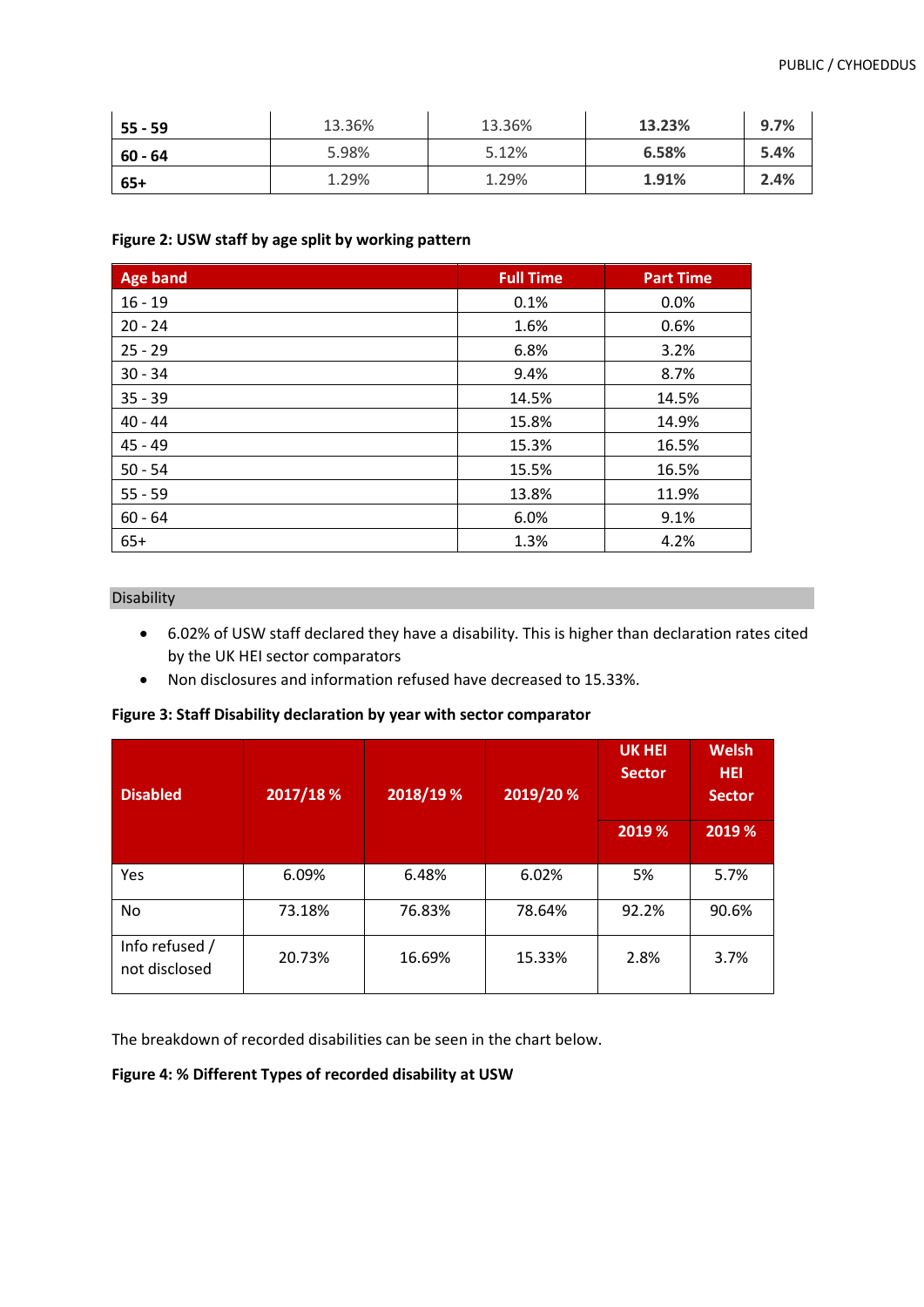| 55 - 59 | 13.36% | 13.36% | **13.23%** | **9.7%** |
|---|---|---|---|---|
| **60 - 64** | 5.98% | 5.12% | **6.58%** | **5.4%** |
| **65+** | 1.29% | 1.29% | **1.91%** | **2.4%** |

**Figure 2: USW staff by age split by working pattern**

| Age band | Full Time | Part Time |
|---|---|---|
| 16 - 19 | 0.1% | 0.0% |
| 20 - 24 | 1.6% | 0.6% |
| 25 - 29 | 6.8% | 3.2% |
| 30 - 34 | 9.4% | 8.7% |
| 35 - 39 | 14.5% | 14.5% |
| 40 - 44 | 15.8% | 14.9% |
| 45 - 49 | 15.3% | 16.5% |
| 50 - 54 | 15.5% | 16.5% |
| 55 - 59 | 13.8% | 11.9% |
| 60 - 64 | 6.0% | 9.1% |
| 65+ | 1.3% | 4.2% |

## Disability

- 6.02% of USW staff declared they have a disability. This is higher than declaration rates cited by the UK HEI sector comparators
- Non disclosures and information refused have decreased to 15.33%.

**Figure 3: Staff Disability declaration by year with sector comparator**

| Disabled | 2017/18 % | 2018/19 % | 2019/20 % | UK HEI Sector | Welsh HEI Sector |
|---|---|---|---|---|---|
| | | | | 2019 % | 2019 % |
| Yes | 6.09% | 6.48% | 6.02% | 5% | 5.7% |
| No | 73.18% | 76.83% | 78.64% | 92.2% | 90.6% |
| Info refused / not disclosed | 20.73% | 16.69% | 15.33% | 2.8% | 3.7% |

The breakdown of recorded disabilities can be seen in the chart below.

**Figure 4: % Different Types of recorded disability at USW**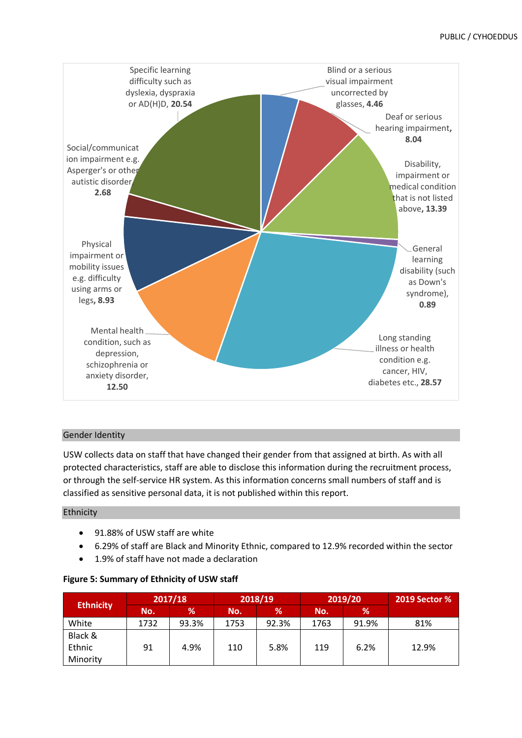Specific learning difficulty such as dyslexia, dyspraxia or AD(H)D, **20.54**

Blind or a serious visual impairment uncorrected by glasses, **4.46**

Deaf or serious hearing impairment, **8.04**

Disability, impairment or medical condition that is not listed above, **13.39**

General learning disability (such as Down's syndrome), **0.89**

Long standing illness or health condition e.g. cancer, HIV, diabetes etc., **28.57**

Mental health condition, such as depression, schizophrenia or anxiety disorder, **12.50**

Physical impairment or mobility issues e.g. difficulty using arms or legs, **8.93**

Social/communication impairment e.g. Asperger's or other autistic disorder, **2.68**

## Gender Identity

USW collects data on staff that have changed their gender from that assigned at birth. As with all protected characteristics, staff are able to disclose this information during the recruitment process, or through the self-service HR system. As this information concerns small numbers of staff and is classified as sensitive personal data, it is not published within this report.

## Ethnicity

- 91.88% of USW staff are white
- 6.29% of staff are Black and Minority Ethnic, compared to 12.9% recorded within the sector
- 1.9% of staff have not made a declaration

**Figure 5: Summary of Ethnicity of USW staff**

| Ethnicity | 2017/18 | | 2018/19 | | 2019/20 | | 2019 Sector % |
|---|---|---|---|---|---|---|---|
| | No. | % | No. | % | No. | % | |
| White | 1732 | 93.3% | 1753 | 92.3% | 1763 | 91.9% | 81% |
| Black & Ethnic Minority | 91 | 4.9% | 110 | 5.8% | 119 | 6.2% | 12.9% |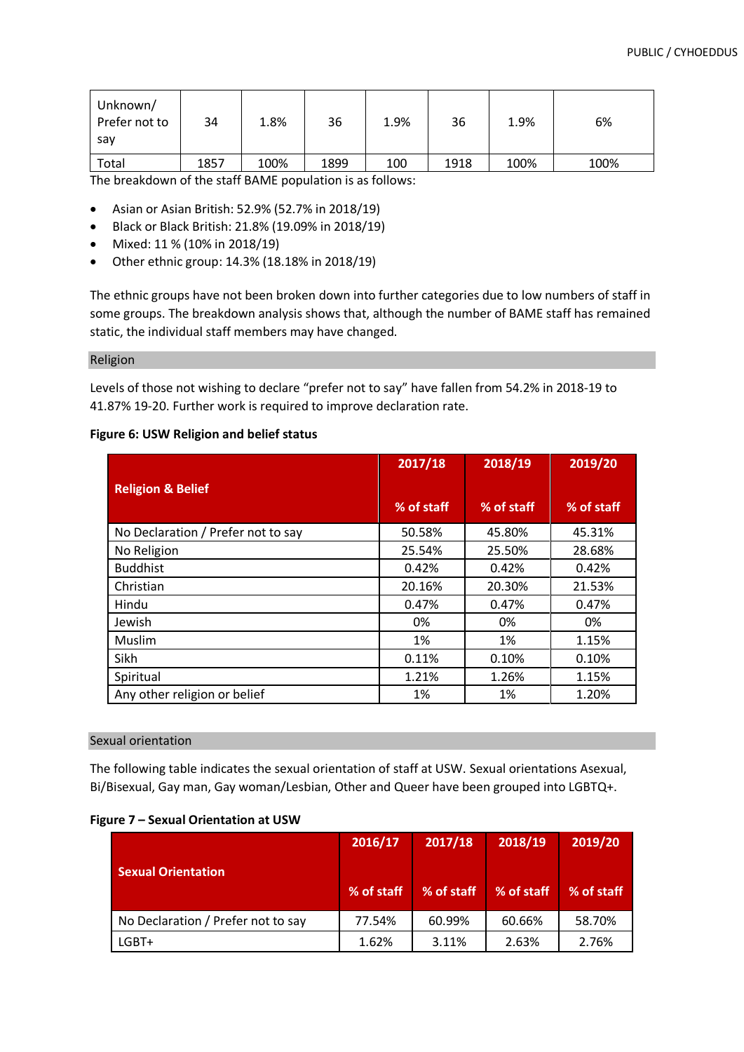| Unknown/ Prefer not to say | 34 | 1.8% | 36 | 1.9% | 36 | 1.9% | 6% |
|---|---|---|---|---|---|---|---|
| Total | 1857 | 100% | 1899 | 100 | 1918 | 100% | 100% |

The breakdown of the staff BAME population is as follows:

- Asian or Asian British: 52.9% (52.7% in 2018/19)
- Black or Black British: 21.8% (19.09% in 2018/19)
- Mixed: 11 % (10% in 2018/19)
- Other ethnic group: 14.3% (18.18% in 2018/19)

The ethnic groups have not been broken down into further categories due to low numbers of staff in some groups. The breakdown analysis shows that, although the number of BAME staff has remained static, the individual staff members may have changed.

## Religion

Levels of those not wishing to declare "prefer not to say" have fallen from 54.2% in 2018-19 to 41.87% 19-20. Further work is required to improve declaration rate.

**Figure 6: USW Religion and belief status**

| Religion & Belief | 2017/18 | 2018/19 | 2019/20 |
|---|---|---|---|
| | % of staff | % of staff | % of staff |
| No Declaration / Prefer not to say | 50.58% | 45.80% | 45.31% |
| No Religion | 25.54% | 25.50% | 28.68% |
| Buddhist | 0.42% | 0.42% | 0.42% |
| Christian | 20.16% | 20.30% | 21.53% |
| Hindu | 0.47% | 0.47% | 0.47% |
| Jewish | 0% | 0% | 0% |
| Muslim | 1% | 1% | 1.15% |
| Sikh | 0.11% | 0.10% | 0.10% |
| Spiritual | 1.21% | 1.26% | 1.15% |
| Any other religion or belief | 1% | 1% | 1.20% |

## Sexual orientation

The following table indicates the sexual orientation of staff at USW. Sexual orientations Asexual, Bi/Bisexual, Gay man, Gay woman/Lesbian, Other and Queer have been grouped into LGBTQ+.

**Figure 7 – Sexual Orientation at USW**

| Sexual Orientation | 2016/17 | 2017/18 | 2018/19 | 2019/20 |
|---|---|---|---|---|
| | % of staff | % of staff | % of staff | % of staff |
| No Declaration / Prefer not to say | 77.54% | 60.99% | 60.66% | 58.70% |
| LGBT+ | 1.62% | 3.11% | 2.63% | 2.76% |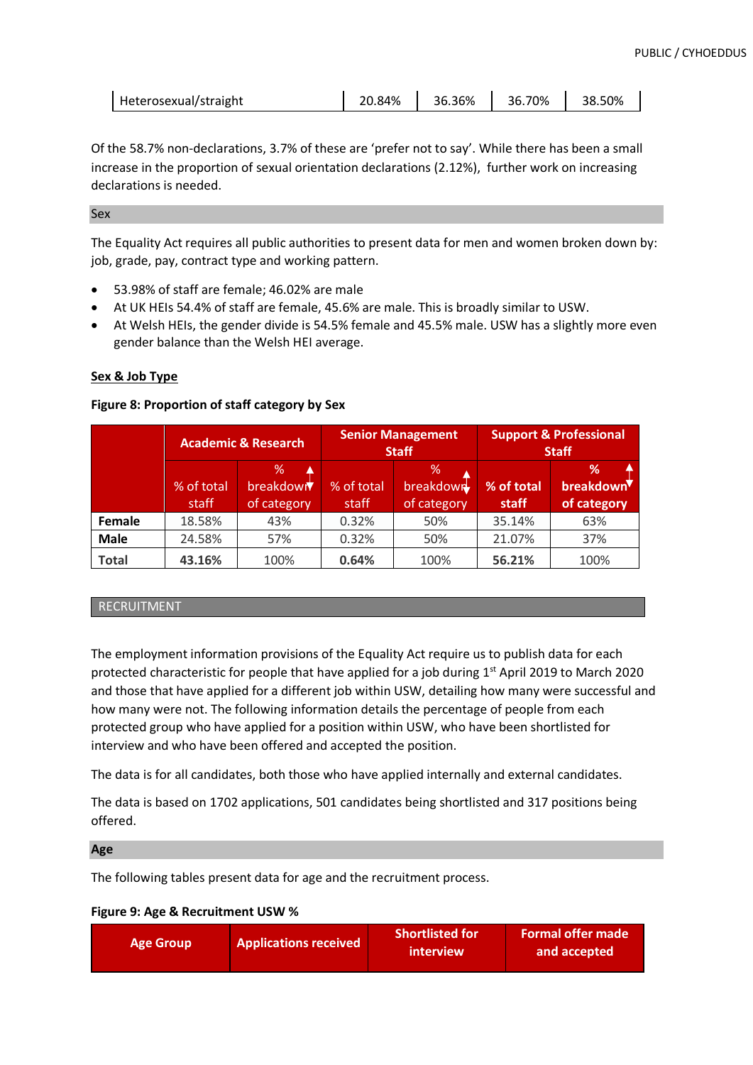| Heterosexual/straight | 20.84% | 36.36% | 36.70% | 38.50% |
|---|---|---|---|---|

Of the 58.7% non-declarations, 3.7% of these are 'prefer not to say'. While there has been a small increase in the proportion of sexual orientation declarations (2.12%), further work on increasing declarations is needed.

## Sex

The Equality Act requires all public authorities to present data for men and women broken down by: job, grade, pay, contract type and working pattern.

- 53.98% of staff are female; 46.02% are male
- At UK HEIs 54.4% of staff are female, 45.6% are male. This is broadly similar to USW.
- At Welsh HEIs, the gender divide is 54.5% female and 45.5% male. USW has a slightly more even gender balance than the Welsh HEI average.

**Sex & Job Type**

**Figure 8: Proportion of staff category by Sex**

| | Academic & Research | | Senior Management Staff | | Support & Professional Staff | |
|---|---|---|---|---|---|---|
| | % of total staff | % breakdown of category | % of total staff | % breakdown of category | % of total staff | % breakdown of category |
| **Female** | 18.58% | 43% | 0.32% | 50% | 35.14% | 63% |
| **Male** | 24.58% | 57% | 0.32% | 50% | 21.07% | 37% |
| **Total** | **43.16%** | 100% | **0.64%** | 100% | **56.21%** | 100% |

## RECRUITMENT

The employment information provisions of the Equality Act require us to publish data for each protected characteristic for people that have applied for a job during 1st April 2019 to March 2020 and those that have applied for a different job within USW, detailing how many were successful and how many were not. The following information details the percentage of people from each protected group who have applied for a position within USW, who have been shortlisted for interview and who have been offered and accepted the position.

The data is for all candidates, both those who have applied internally and external candidates.

The data is based on 1702 applications, 501 candidates being shortlisted and 317 positions being offered.

## Age

The following tables present data for age and the recruitment process.

**Figure 9: Age & Recruitment USW %**

| Age Group | Applications received | Shortlisted for interview | Formal offer made and accepted |
|---|---|---|---|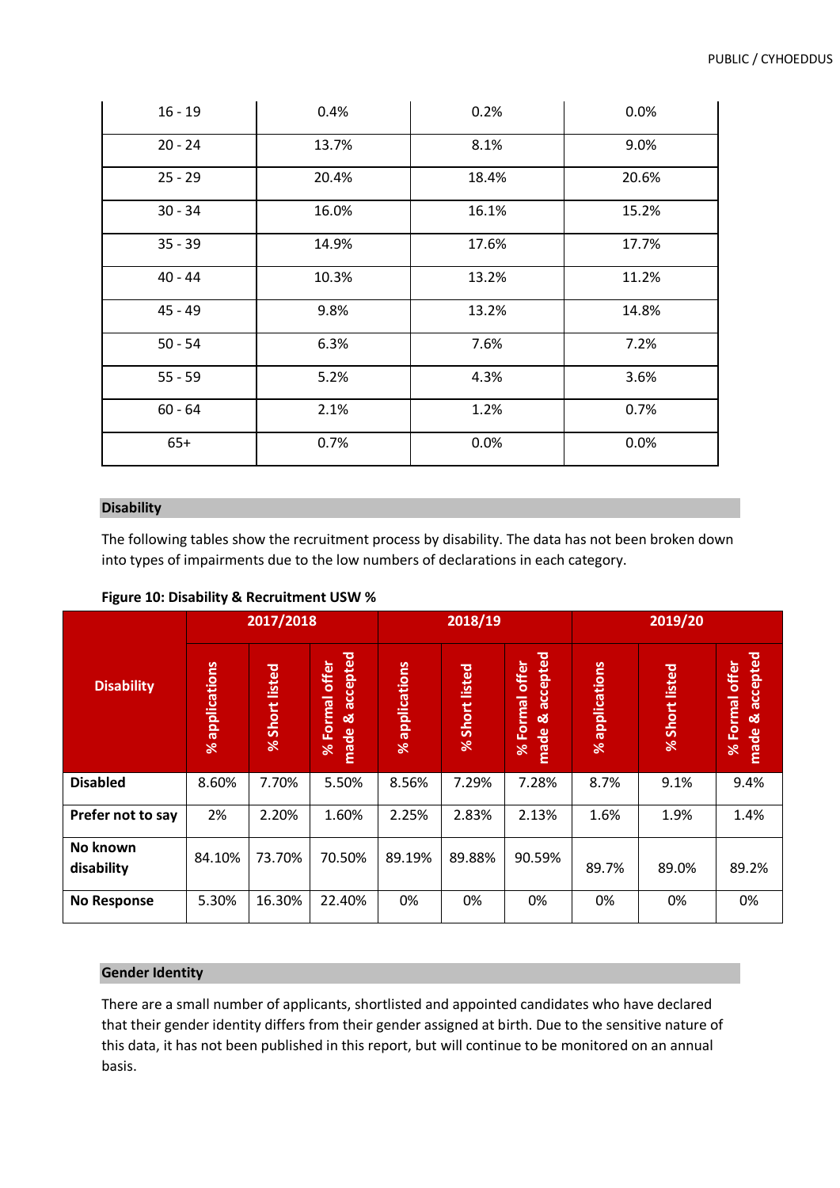| 16 - 19 | 0.4% | 0.2% | 0.0% |
|---|---|---|---|
| 20 - 24 | 13.7% | 8.1% | 9.0% |
| 25 - 29 | 20.4% | 18.4% | 20.6% |
| 30 - 34 | 16.0% | 16.1% | 15.2% |
| 35 - 39 | 14.9% | 17.6% | 17.7% |
| 40 - 44 | 10.3% | 13.2% | 11.2% |
| 45 - 49 | 9.8% | 13.2% | 14.8% |
| 50 - 54 | 6.3% | 7.6% | 7.2% |
| 55 - 59 | 5.2% | 4.3% | 3.6% |
| 60 - 64 | 2.1% | 1.2% | 0.7% |
| 65+ | 0.7% | 0.0% | 0.0% |

## Disability

The following tables show the recruitment process by disability. The data has not been broken down into types of impairments due to the low numbers of declarations in each category.

**Figure 10: Disability & Recruitment USW %**

| Disability | 2017/2018 | | | 2018/19 | | | 2019/20 | | |
|---|---|---|---|---|---|---|---|---|---|
| | % applications | % Short listed | % Formal offer made & accepted | % applications | % Short listed | % Formal offer made & accepted | % applications | % Short listed | % Formal offer made & accepted |
| **Disabled** | 8.60% | 7.70% | 5.50% | 8.56% | 7.29% | 7.28% | 8.7% | 9.1% | 9.4% |
| **Prefer not to say** | 2% | 2.20% | 1.60% | 2.25% | 2.83% | 2.13% | 1.6% | 1.9% | 1.4% |
| **No known disability** | 84.10% | 73.70% | 70.50% | 89.19% | 89.88% | 90.59% | 89.7% | 89.0% | 89.2% |
| **No Response** | 5.30% | 16.30% | 22.40% | 0% | 0% | 0% | 0% | 0% | 0% |

## Gender Identity

There are a small number of applicants, shortlisted and appointed candidates who have declared that their gender identity differs from their gender assigned at birth. Due to the sensitive nature of this data, it has not been published in this report, but will continue to be monitored on an annual basis.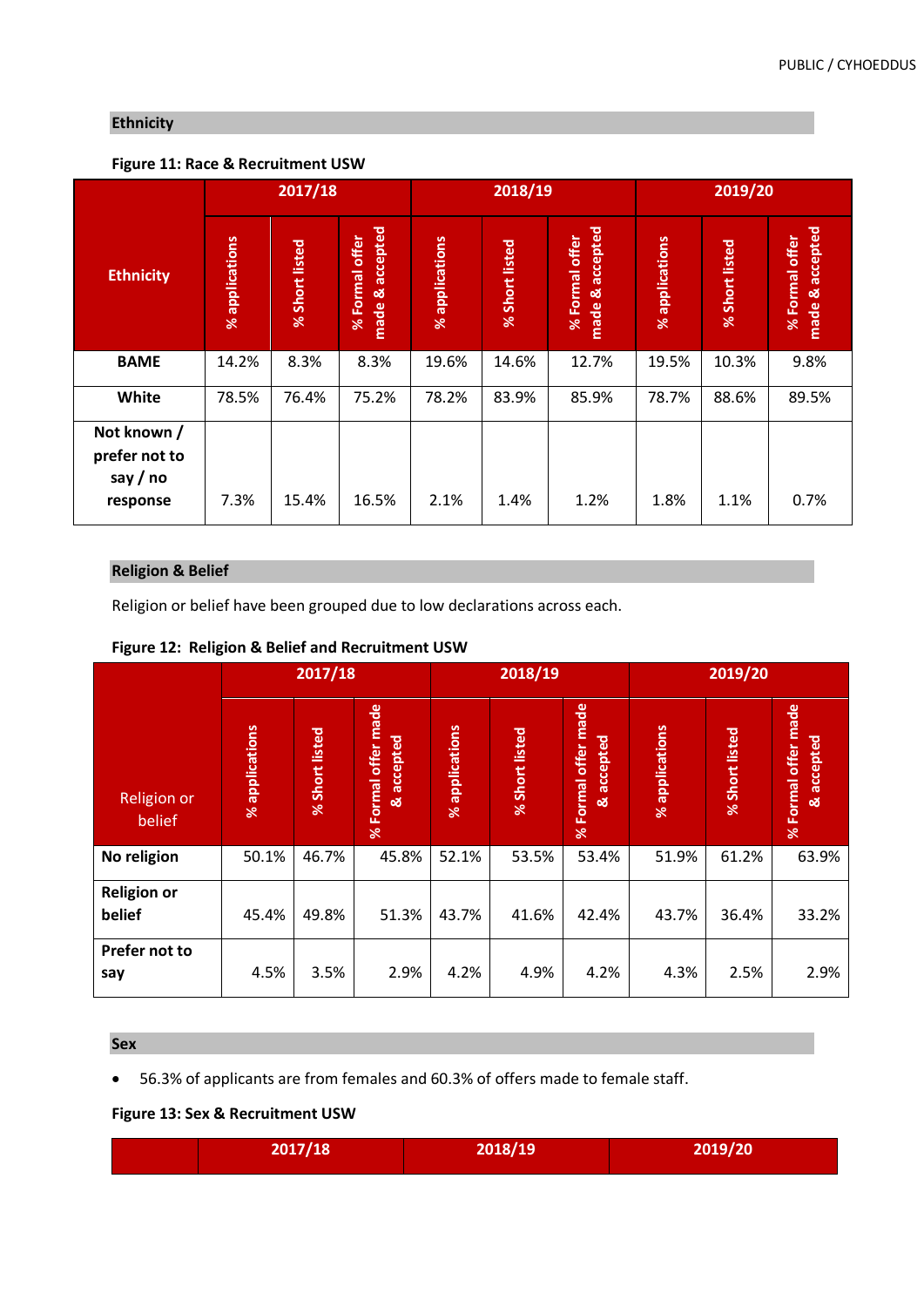## Ethnicity

**Figure 11: Race & Recruitment USW**

| Ethnicity | 2017/18 | | | 2018/19 | | | 2019/20 | | |
|---|---|---|---|---|---|---|---|---|---|
| | % applications | % Short listed | % Formal offer made & accepted | % applications | % Short listed | % Formal offer made & accepted | % applications | % Short listed | % Formal offer made & accepted |
| **BAME** | 14.2% | 8.3% | 8.3% | 19.6% | 14.6% | 12.7% | 19.5% | 10.3% | 9.8% |
| **White** | 78.5% | 76.4% | 75.2% | 78.2% | 83.9% | 85.9% | 78.7% | 88.6% | 89.5% |
| **Not known / prefer not to say / no response** | 7.3% | 15.4% | 16.5% | 2.1% | 1.4% | 1.2% | 1.8% | 1.1% | 0.7% |

## Religion & Belief

Religion or belief have been grouped due to low declarations across each.

**Figure 12: Religion & Belief and Recruitment USW**

| Religion or belief | 2017/18 | | | 2018/19 | | | 2019/20 | | |
|---|---|---|---|---|---|---|---|---|---|
| | % applications | % Short listed | % Formal offer made & accepted | % applications | % Short listed | % Formal offer made & accepted | % applications | % Short listed | % Formal offer made & accepted |
| **No religion** | 50.1% | 46.7% | 45.8% | 52.1% | 53.5% | 53.4% | 51.9% | 61.2% | 63.9% |
| **Religion or belief** | 45.4% | 49.8% | 51.3% | 43.7% | 41.6% | 42.4% | 43.7% | 36.4% | 33.2% |
| **Prefer not to say** | 4.5% | 3.5% | 2.9% | 4.2% | 4.9% | 4.2% | 4.3% | 2.5% | 2.9% |

## Sex

- 56.3% of applicants are from females and 60.3% of offers made to female staff.

**Figure 13: Sex & Recruitment USW**

| | 2017/18 | 2018/19 | 2019/20 |
|---|---|---|---|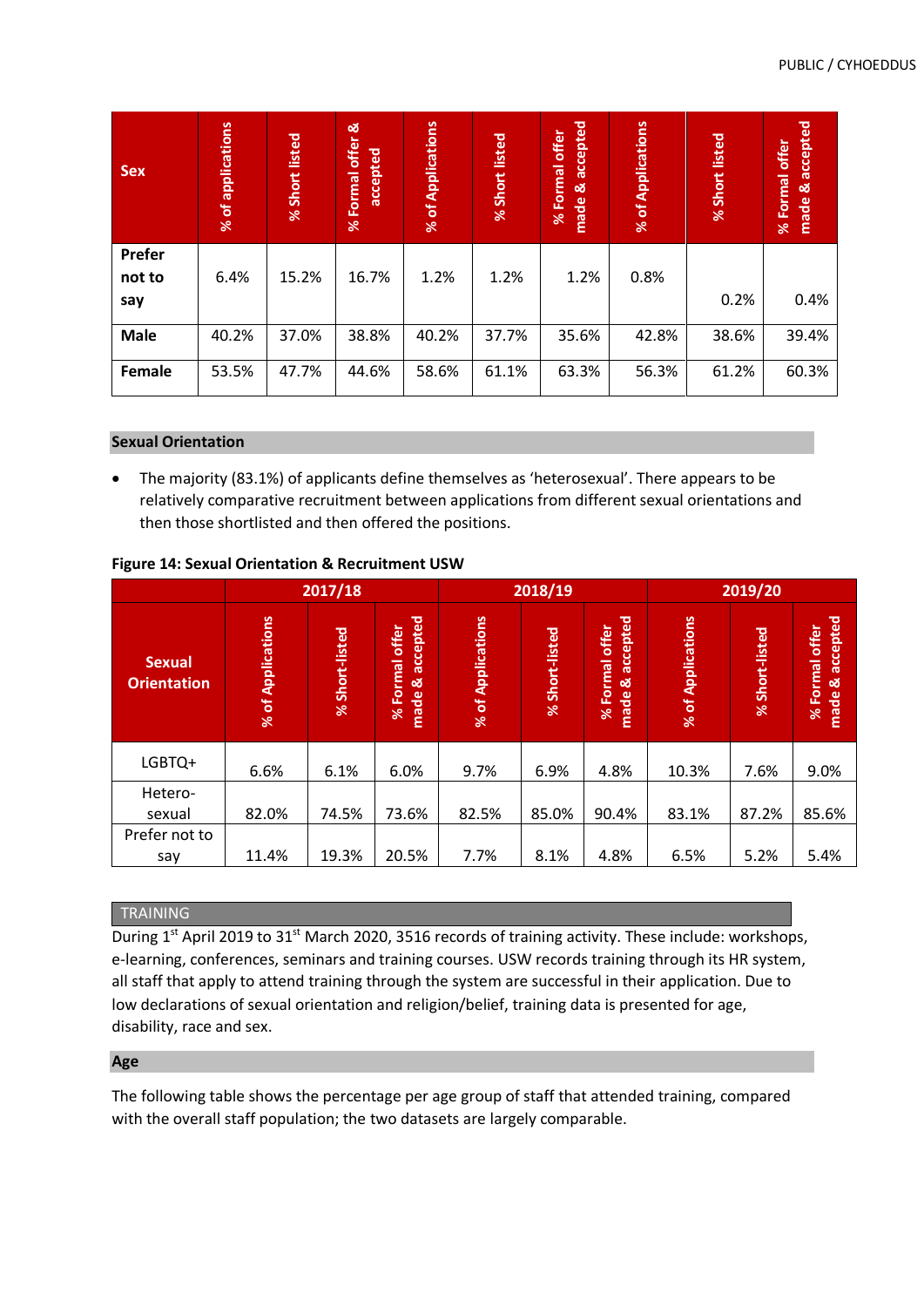| Sex | % of applications | % Short listed | % Formal offer & accepted | % of Applications | % Short listed | % Formal offer made & accepted | % of Applications | % Short listed | % Formal offer made & accepted |
|---|---|---|---|---|---|---|---|---|---|
| Prefer not to say | 6.4% | 15.2% | 16.7% | 1.2% | 1.2% | 1.2% | 0.8% | 0.2% | 0.4% |
| Male | 40.2% | 37.0% | 38.8% | 40.2% | 37.7% | 35.6% | 42.8% | 38.6% | 39.4% |
| Female | 53.5% | 47.7% | 44.6% | 58.6% | 61.1% | 63.3% | 56.3% | 61.2% | 60.3% |

## Sexual Orientation

- The majority (83.1%) of applicants define themselves as 'heterosexual'. There appears to be relatively comparative recruitment between applications from different sexual orientations and then those shortlisted and then offered the positions.

**Figure 14: Sexual Orientation & Recruitment USW**

| Sexual Orientation | 2017/18 | | | 2018/19 | | | 2019/20 | | |
|---|---|---|---|---|---|---|---|---|---|
| | % of Applications | % Short-listed | % Formal offer made & accepted | % of Applications | % Short-listed | % Formal offer made & accepted | % of Applications | % Short-listed | % Formal offer made & accepted |
| LGBTQ+ | 6.6% | 6.1% | 6.0% | 9.7% | 6.9% | 4.8% | 10.3% | 7.6% | 9.0% |
| Hetero-sexual | 82.0% | 74.5% | 73.6% | 82.5% | 85.0% | 90.4% | 83.1% | 87.2% | 85.6% |
| Prefer not to say | 11.4% | 19.3% | 20.5% | 7.7% | 8.1% | 4.8% | 6.5% | 5.2% | 5.4% |

## TRAINING

During 1st April 2019 to 31st March 2020, 3516 records of training activity. These include: workshops, e-learning, conferences, seminars and training courses. USW records training through its HR system, all staff that apply to attend training through the system are successful in their application. Due to low declarations of sexual orientation and religion/belief, training data is presented for age, disability, race and sex.

## Age

The following table shows the percentage per age group of staff that attended training, compared with the overall staff population; the two datasets are largely comparable.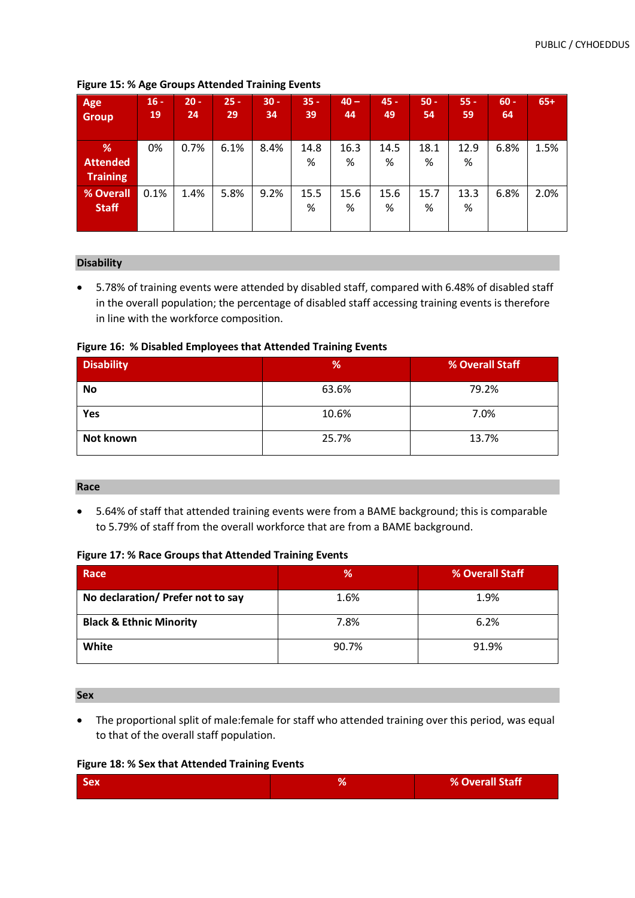**Figure 15: % Age Groups Attended Training Events**

| Age Group | 16 - 19 | 20 - 24 | 25 - 29 | 30 - 34 | 35 - 39 | 40 – 44 | 45 - 49 | 50 - 54 | 55 - 59 | 60 - 64 | 65+ |
|---|---|---|---|---|---|---|---|---|---|---|---|
| % Attended Training | 0% | 0.7% | 6.1% | 8.4% | 14.8 % | 16.3 % | 14.5 % | 18.1 % | 12.9 % | 6.8% | 1.5% |
| % Overall Staff | 0.1% | 1.4% | 5.8% | 9.2% | 15.5 % | 15.6 % | 15.6 % | 15.7 % | 13.3 % | 6.8% | 2.0% |

## Disability

- 5.78% of training events were attended by disabled staff, compared with 6.48% of disabled staff in the overall population; the percentage of disabled staff accessing training events is therefore in line with the workforce composition.

**Figure 16: % Disabled Employees that Attended Training Events**

| Disability | % | % Overall Staff |
|---|---|---|
| **No** | 63.6% | 79.2% |
| **Yes** | 10.6% | 7.0% |
| **Not known** | 25.7% | 13.7% |

## Race

- 5.64% of staff that attended training events were from a BAME background; this is comparable to 5.79% of staff from the overall workforce that are from a BAME background.

**Figure 17: % Race Groups that Attended Training Events**

| Race | % | % Overall Staff |
|---|---|---|
| **No declaration/ Prefer not to say** | 1.6% | 1.9% |
| **Black & Ethnic Minority** | 7.8% | 6.2% |
| **White** | 90.7% | 91.9% |

## Sex

- The proportional split of male:female for staff who attended training over this period, was equal to that of the overall staff population.

**Figure 18: % Sex that Attended Training Events**

| Sex | % | % Overall Staff |
|---|---|---|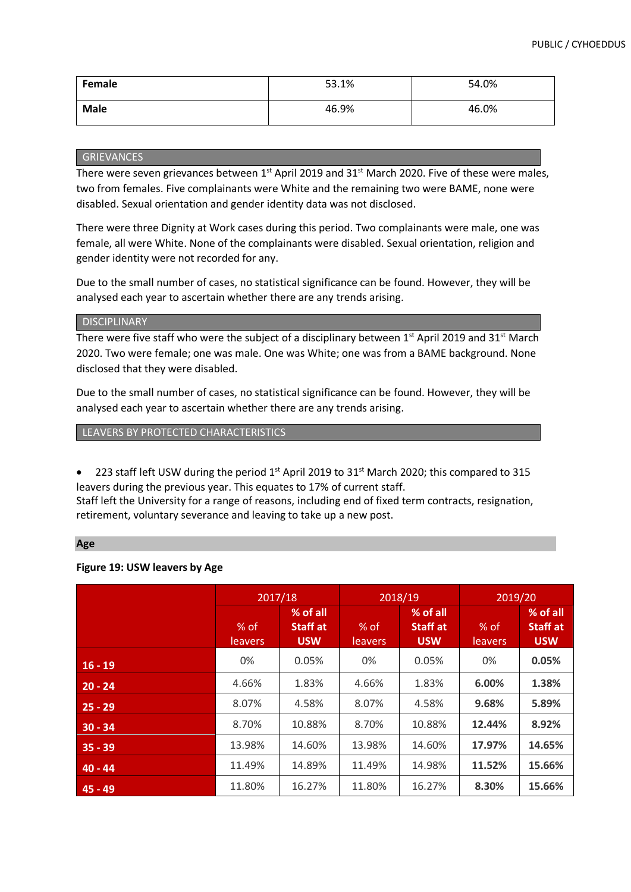| Female | 53.1% | 54.0% |
| --- | --- | --- |
| Male | 46.9% | 46.0% |

## GRIEVANCES

There were seven grievances between 1st April 2019 and 31st March 2020. Five of these were males, two from females. Five complainants were White and the remaining two were BAME, none were disabled. Sexual orientation and gender identity data was not disclosed.

There were three Dignity at Work cases during this period. Two complainants were male, one was female, all were White. None of the complainants were disabled. Sexual orientation, religion and gender identity were not recorded for any.

Due to the small number of cases, no statistical significance can be found. However, they will be analysed each year to ascertain whether there are any trends arising.

## DISCIPLINARY

There were five staff who were the subject of a disciplinary between 1st April 2019 and 31st March 2020. Two were female; one was male. One was White; one was from a BAME background. None disclosed that they were disabled.

Due to the small number of cases, no statistical significance can be found. However, they will be analysed each year to ascertain whether there are any trends arising.

## LEAVERS BY PROTECTED CHARACTERISTICS

- 223 staff left USW during the period 1st April 2019 to 31st March 2020; this compared to 315 leavers during the previous year. This equates to 17% of current staff.

Staff left the University for a range of reasons, including end of fixed term contracts, resignation, retirement, voluntary severance and leaving to take up a new post.

### Age

**Figure 19: USW leavers by Age**

| | 2017/18 | | 2018/19 | | 2019/20 | |
| --- | --- | --- | --- | --- | --- | --- |
| | % of leavers | **% of all Staff at USW** | % of leavers | **% of all Staff at USW** | % of leavers | **% of all Staff at USW** |
| **16 - 19** | 0% | 0.05% | 0% | 0.05% | 0% | **0.05%** |
| **20 - 24** | 4.66% | 1.83% | 4.66% | 1.83% | **6.00%** | **1.38%** |
| **25 - 29** | 8.07% | 4.58% | 8.07% | 4.58% | **9.68%** | **5.89%** |
| **30 - 34** | 8.70% | 10.88% | 8.70% | 10.88% | **12.44%** | **8.92%** |
| **35 - 39** | 13.98% | 14.60% | 13.98% | 14.60% | **17.97%** | **14.65%** |
| **40 - 44** | 11.49% | 14.89% | 11.49% | 14.98% | **11.52%** | **15.66%** |
| **45 - 49** | 11.80% | 16.27% | 11.80% | 16.27% | **8.30%** | **15.66%** |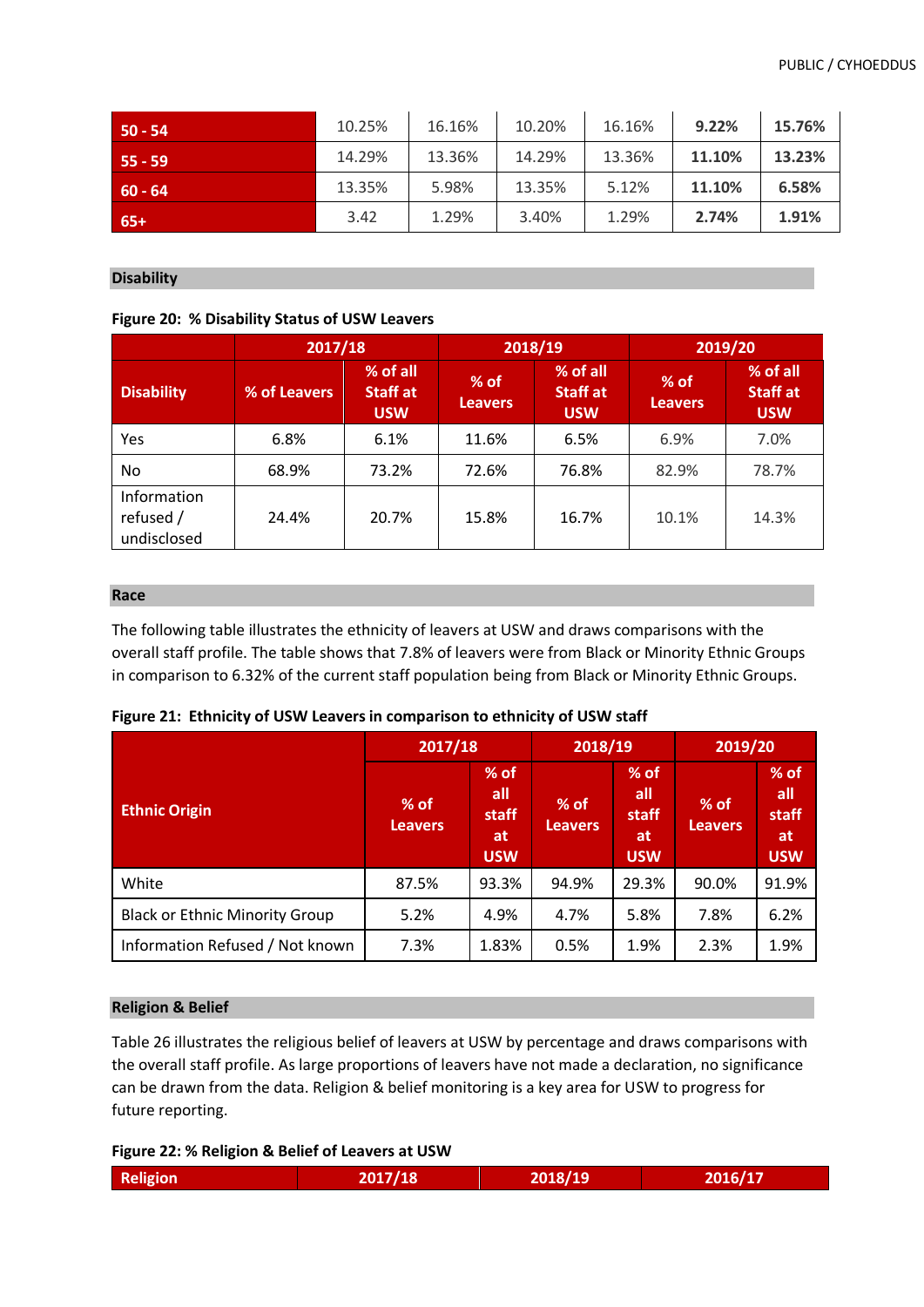| 50 - 54 | 10.25% | 16.16% | 10.20% | 16.16% | **9.22%** | **15.76%** |
|---|---|---|---|---|---|---|
| 55 - 59 | 14.29% | 13.36% | 14.29% | 13.36% | **11.10%** | **13.23%** |
| 60 - 64 | 13.35% | 5.98% | 13.35% | 5.12% | **11.10%** | **6.58%** |
| 65+ | 3.42 | 1.29% | 3.40% | 1.29% | **2.74%** | **1.91%** |

## Disability

**Figure 20: % Disability Status of USW Leavers**

| Disability | 2017/18 | | 2018/19 | | 2019/20 | |
|---|---|---|---|---|---|---|
| | % of Leavers | % of all Staff at USW | % of Leavers | % of all Staff at USW | % of Leavers | % of all Staff at USW |
| Yes | 6.8% | 6.1% | 11.6% | 6.5% | 6.9% | 7.0% |
| No | 68.9% | 73.2% | 72.6% | 76.8% | 82.9% | 78.7% |
| Information refused / undisclosed | 24.4% | 20.7% | 15.8% | 16.7% | 10.1% | 14.3% |

## Race

The following table illustrates the ethnicity of leavers at USW and draws comparisons with the overall staff profile. The table shows that 7.8% of leavers were from Black or Minority Ethnic Groups in comparison to 6.32% of the current staff population being from Black or Minority Ethnic Groups.

**Figure 21: Ethnicity of USW Leavers in comparison to ethnicity of USW staff**

| Ethnic Origin | 2017/18 | | 2018/19 | | 2019/20 | |
|---|---|---|---|---|---|---|
| | % of Leavers | % of all staff at USW | % of Leavers | % of all staff at USW | % of Leavers | % of all staff at USW |
| White | 87.5% | 93.3% | 94.9% | 29.3% | 90.0% | 91.9% |
| Black or Ethnic Minority Group | 5.2% | 4.9% | 4.7% | 5.8% | 7.8% | 6.2% |
| Information Refused / Not known | 7.3% | 1.83% | 0.5% | 1.9% | 2.3% | 1.9% |

## Religion & Belief

Table 26 illustrates the religious belief of leavers at USW by percentage and draws comparisons with the overall staff profile. As large proportions of leavers have not made a declaration, no significance can be drawn from the data. Religion & belief monitoring is a key area for USW to progress for future reporting.

**Figure 22: % Religion & Belief of Leavers at USW**

| Religion | 2017/18 | 2018/19 | 2016/17 |
|---|---|---|---|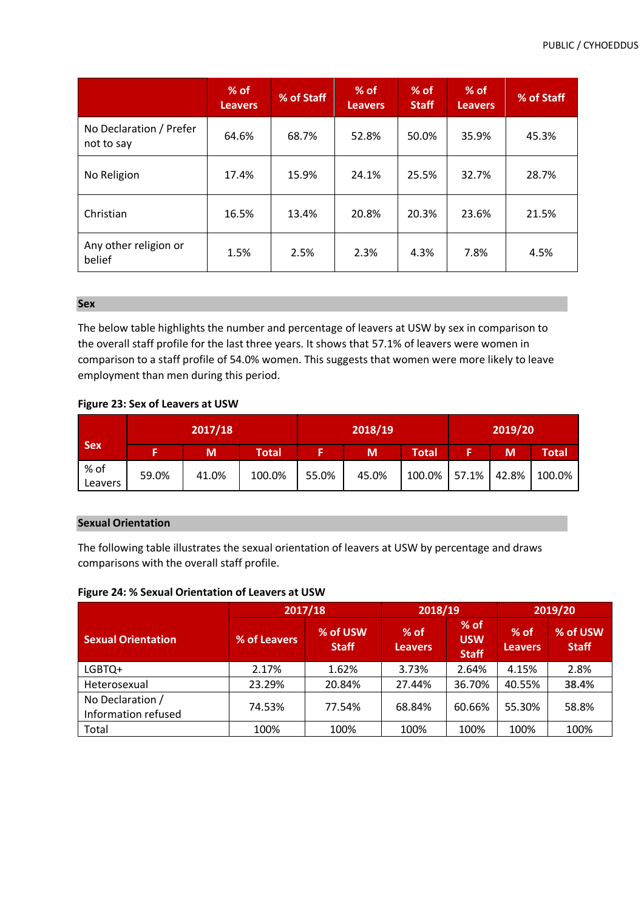| | % of Leavers | % of Staff | % of Leavers | % of Staff | % of Leavers | % of Staff |
|---|---|---|---|---|---|---|
| No Declaration / Prefer not to say | 64.6% | 68.7% | 52.8% | 50.0% | 35.9% | 45.3% |
| No Religion | 17.4% | 15.9% | 24.1% | 25.5% | 32.7% | 28.7% |
| Christian | 16.5% | 13.4% | 20.8% | 20.3% | 23.6% | 21.5% |
| Any other religion or belief | 1.5% | 2.5% | 2.3% | 4.3% | 7.8% | 4.5% |

## Sex

The below table highlights the number and percentage of leavers at USW by sex in comparison to the overall staff profile for the last three years. It shows that 57.1% of leavers were women in comparison to a staff profile of 54.0% women. This suggests that women were more likely to leave employment than men during this period.

**Figure 23: Sex of Leavers at USW**

| Sex | 2017/18 | | | 2018/19 | | | 2019/20 | | |
|---|---|---|---|---|---|---|---|---|---|
| | F | M | Total | F | M | Total | F | M | Total |
| % of Leavers | 59.0% | 41.0% | 100.0% | 55.0% | 45.0% | 100.0% | 57.1% | 42.8% | 100.0% |

## Sexual Orientation

The following table illustrates the sexual orientation of leavers at USW by percentage and draws comparisons with the overall staff profile.

**Figure 24: % Sexual Orientation of Leavers at USW**

| Sexual Orientation | 2017/18 | | 2018/19 | | 2019/20 | |
|---|---|---|---|---|---|---|
| | % of Leavers | % of USW Staff | % of Leavers | % of USW Staff | % of Leavers | % of USW Staff |
| LGBTQ+ | 2.17% | 1.62% | 3.73% | 2.64% | 4.15% | 2.8% |
| Heterosexual | 23.29% | 20.84% | 27.44% | 36.70% | 40.55% | **38.4%** |
| No Declaration / Information refused | 74.53% | 77.54% | 68.84% | 60.66% | 55.30% | 58.8% |
| Total | 100% | 100% | 100% | 100% | 100% | 100% |